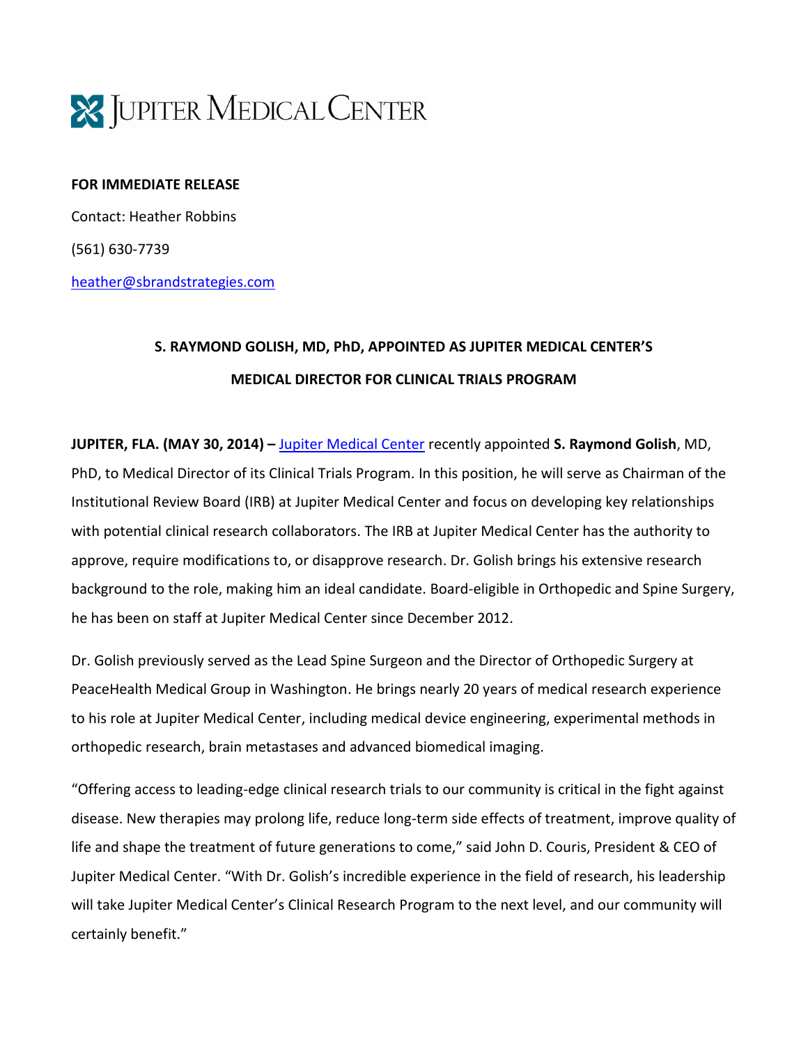# Jupiter Medical Center

**FOR IMMEDIATE RELEASE**

Contact: Heather Robbins

(561) 630-7739

heather@sbrandstrategies.com

## S. RAYMOND GOLISH, MD, PhD, APPOINTED AS JUPITER MEDICAL CENTER'S MEDICAL DIRECTOR FOR CLINICAL TRIALS PROGRAM

**JUPITER, FLA. (MAY 30, 2014) –** Jupiter Medical Center recently appointed **S. Raymond Golish**, MD, PhD, to Medical Director of its Clinical Trials Program. In this position, he will serve as Chairman of the Institutional Review Board (IRB) at Jupiter Medical Center and focus on developing key relationships with potential clinical research collaborators. The IRB at Jupiter Medical Center has the authority to approve, require modifications to, or disapprove research. Dr. Golish brings his extensive research background to the role, making him an ideal candidate. Board-eligible in Orthopedic and Spine Surgery, he has been on staff at Jupiter Medical Center since December 2012.

Dr. Golish previously served as the Lead Spine Surgeon and the Director of Orthopedic Surgery at PeaceHealth Medical Group in Washington. He brings nearly 20 years of medical research experience to his role at Jupiter Medical Center, including medical device engineering, experimental methods in orthopedic research, brain metastases and advanced biomedical imaging.

"Offering access to leading-edge clinical research trials to our community is critical in the fight against disease. New therapies may prolong life, reduce long-term side effects of treatment, improve quality of life and shape the treatment of future generations to come," said John D. Couris, President & CEO of Jupiter Medical Center. "With Dr. Golish's incredible experience in the field of research, his leadership will take Jupiter Medical Center's Clinical Research Program to the next level, and our community will certainly benefit."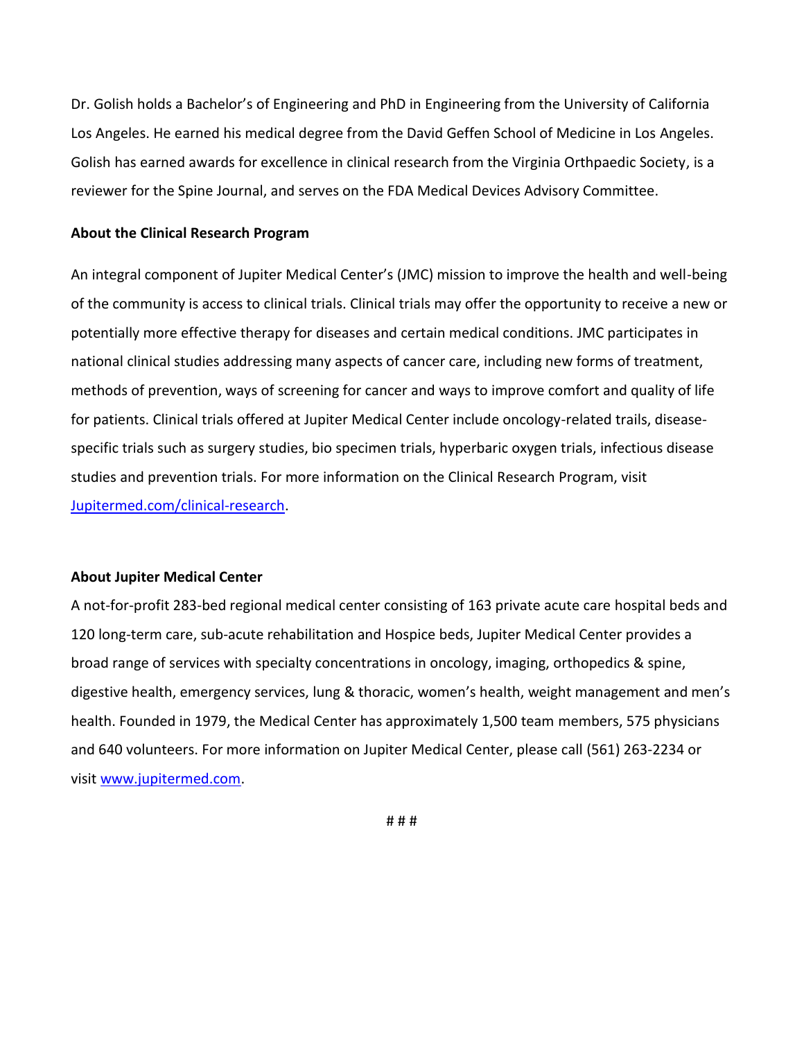Dr. Golish holds a Bachelor's of Engineering and PhD in Engineering from the University of California Los Angeles. He earned his medical degree from the David Geffen School of Medicine in Los Angeles. Golish has earned awards for excellence in clinical research from the Virginia Orthpaedic Society, is a reviewer for the Spine Journal, and serves on the FDA Medical Devices Advisory Committee.

**About the Clinical Research Program**

An integral component of Jupiter Medical Center's (JMC) mission to improve the health and well-being of the community is access to clinical trials. Clinical trials may offer the opportunity to receive a new or potentially more effective therapy for diseases and certain medical conditions. JMC participates in national clinical studies addressing many aspects of cancer care, including new forms of treatment, methods of prevention, ways of screening for cancer and ways to improve comfort and quality of life for patients. Clinical trials offered at Jupiter Medical Center include oncology-related trails, disease-specific trials such as surgery studies, bio specimen trials, hyperbaric oxygen trials, infectious disease studies and prevention trials. For more information on the Clinical Research Program, visit [Jupitermed.com/clinical-research](Jupitermed.com/clinical-research).

**About Jupiter Medical Center**

A not-for-profit 283-bed regional medical center consisting of 163 private acute care hospital beds and 120 long-term care, sub-acute rehabilitation and Hospice beds, Jupiter Medical Center provides a broad range of services with specialty concentrations in oncology, imaging, orthopedics & spine, digestive health, emergency services, lung & thoracic, women's health, weight management and men's health. Founded in 1979, the Medical Center has approximately 1,500 team members, 575 physicians and 640 volunteers. For more information on Jupiter Medical Center, please call (561) 263-2234 or visit [www.jupitermed.com](www.jupitermed.com).

# # #